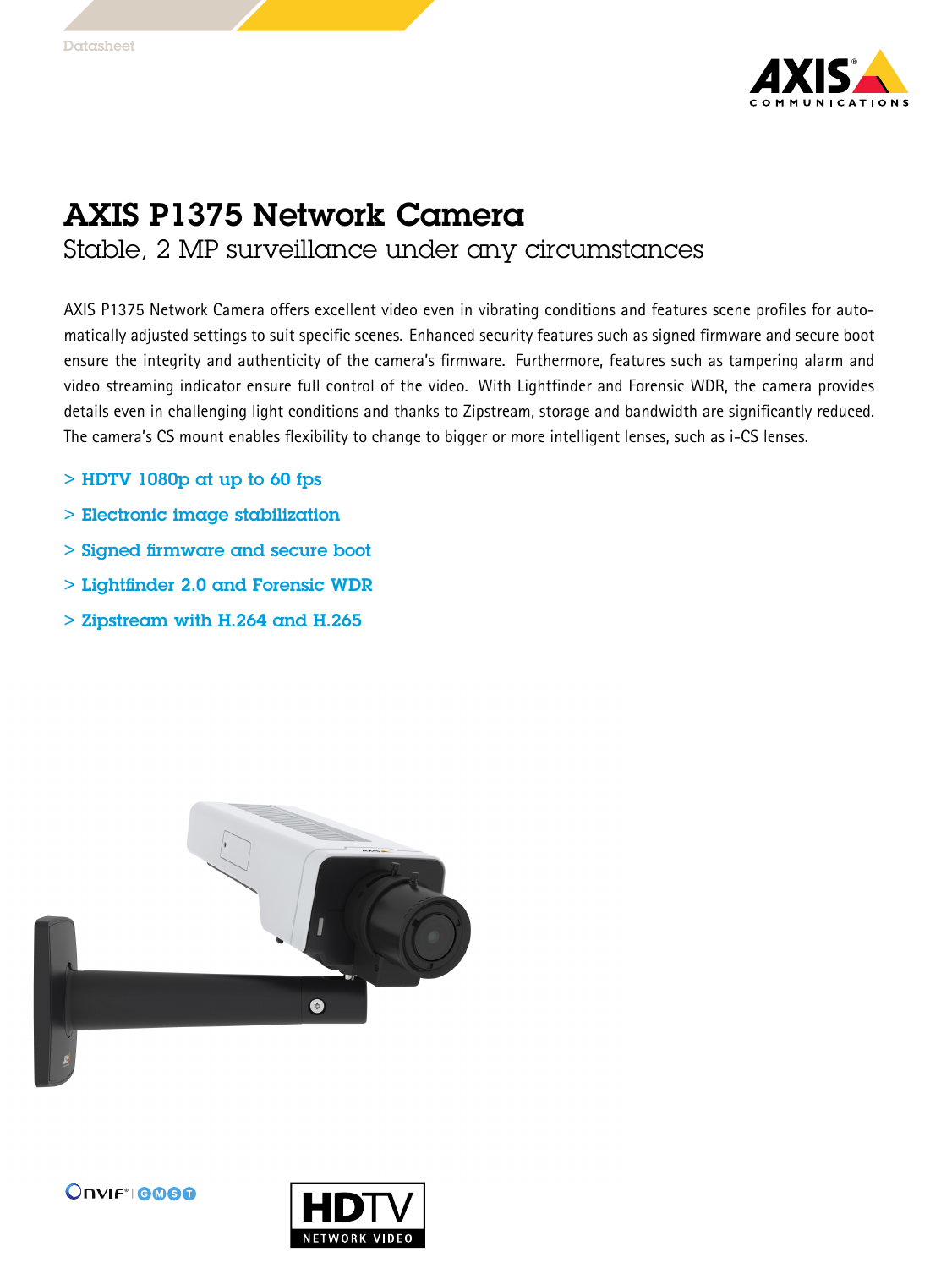Datasheet

# AXIS P1375 Network Camera

## Stable, 2 MP surveillance under any circumstances

AXIS P1375 Network Camera offers excellent video even in vibrating conditions and features scene profiles for automatically adjusted settings to suit specific scenes. Enhanced security features such as signed firmware and secure boot ensure the integrity and authenticity of the camera's firmware. Furthermore, features such as tampering alarm and video streaming indicator ensure full control of the video. With Lightfinder and Forensic WDR, the camera provides details even in challenging light conditions and thanks to Zipstream, storage and bandwidth are significantly reduced. The camera's CS mount enables flexibility to change to bigger or more intelligent lenses, such as i-CS lenses.

- > **HDTV 1080p at up to 60 fps**
- > **Electronic image stabilization**
- > **Signed firmware and secure boot**
- > **Lightfinder 2.0 and Forensic WDR**
- > **Zipstream with H.264 and H.265**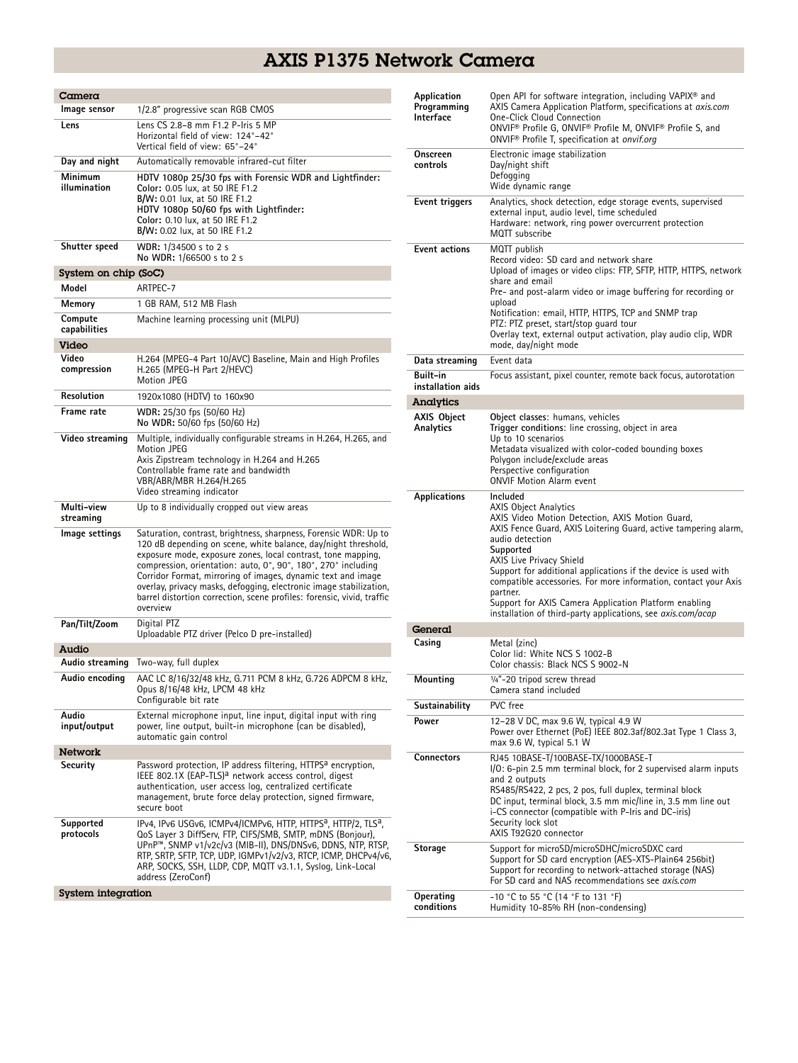# AXIS P1375 Network Camera

## Camera

| | |
|---|---|
| **Image sensor** | 1/2.8" progressive scan RGB CMOS |
| **Lens** | Lens CS 2.8–8 mm F1.2 P-Iris 5 MP<br>Horizontal field of view: 124°–42°<br>Vertical field of view: 65°–24° |
| **Day and night** | Automatically removable infrared-cut filter |
| **Minimum illumination** | **HDTV 1080p 25/30 fps with Forensic WDR and Lightfinder:**<br>**Color:** 0.05 lux, at 50 IRE F1.2<br>**B/W:** 0.01 lux, at 50 IRE F1.2<br>**HDTV 1080p 50/60 fps with Lightfinder:**<br>**Color:** 0.10 lux, at 50 IRE F1.2<br>**B/W:** 0.02 lux, at 50 IRE F1.2 |
| **Shutter speed** | **WDR:** 1/34500 s to 2 s<br>**No WDR:** 1/66500 s to 2 s |

## System on chip (SoC)

| | |
|---|---|
| **Model** | ARTPEC-7 |
| **Memory** | 1 GB RAM, 512 MB Flash |
| **Compute capabilities** | Machine learning processing unit (MLPU) |

## Video

| | |
|---|---|
| **Video compression** | H.264 (MPEG-4 Part 10/AVC) Baseline, Main and High Profiles<br>H.265 (MPEG-H Part 2/HEVC)<br>Motion JPEG |
| **Resolution** | 1920x1080 (HDTV) to 160x90 |
| **Frame rate** | **WDR:** 25/30 fps (50/60 Hz)<br>**No WDR:** 50/60 fps (50/60 Hz) |
| **Video streaming** | Multiple, individually configurable streams in H.264, H.265, and Motion JPEG<br>Axis Zipstream technology in H.264 and H.265<br>Controllable frame rate and bandwidth<br>VBR/ABR/MBR H.264/H.265<br>Video streaming indicator |
| **Multi-view streaming** | Up to 8 individually cropped out view areas |
| **Image settings** | Saturation, contrast, brightness, sharpness, Forensic WDR: Up to 120 dB depending on scene, white balance, day/night threshold, exposure mode, exposure zones, local contrast, tone mapping, compression, orientation: auto, 0°, 90°, 180°, 270° including Corridor Format, mirroring of images, dynamic text and image overlay, privacy masks, defogging, electronic image stabilization, barrel distortion correction, scene profiles: forensic, vivid, traffic overview |
| **Pan/Tilt/Zoom** | Digital PTZ<br>Uploadable PTZ driver (Pelco D pre-installed) |

## Audio

| | |
|---|---|
| **Audio streaming** | Two-way, full duplex |
| **Audio encoding** | AAC LC 8/16/32/48 kHz, G.711 PCM 8 kHz, G.726 ADPCM 8 kHz, Opus 8/16/48 kHz, LPCM 48 kHz<br>Configurable bit rate |
| **Audio input/output** | External microphone input, line input, digital input with ring power, line output, built-in microphone (can be disabled), automatic gain control |

## Network

| | |
|---|---|
| **Security** | Password protection, IP address filtering, HTTPS[a] encryption, IEEE 802.1X (EAP-TLS)[a] network access control, digest authentication, user access log, centralized certificate management, brute force delay protection, signed firmware, secure boot |
| **Supported protocols** | IPv4, IPv6 USGv6, ICMPv4/ICMPv6, HTTP, HTTPS[a], HTTP/2, TLS[a], QoS Layer 3 DiffServ, FTP, CIFS/SMB, SMTP, mDNS (Bonjour), UPnP™, SNMP v1/v2c/v3 (MIB-II), DNS/DNSv6, DDNS, NTP, RTSP, RTP, SRTP, SFTP, TCP, UDP, IGMPv1/v2/v3, RTCP, ICMP, DHCPv4/v6, ARP, SOCKS, SSH, LLDP, CDP, MQTT v3.1.1, Syslog, Link-Local address (ZeroConf) |

## System integration

| | |
|---|---|
| **Application Programming Interface** | Open API for software integration, including VAPIX® and AXIS Camera Application Platform, specifications at *axis.com*<br>One-Click Cloud Connection<br>ONVIF® Profile G, ONVIF® Profile M, ONVIF® Profile S, and ONVIF® Profile T, specification at *onvif.org* |
| **Onscreen controls** | Electronic image stabilization<br>Day/night shift<br>Defogging<br>Wide dynamic range |
| **Event triggers** | Analytics, shock detection, edge storage events, supervised external input, audio level, time scheduled<br>Hardware: network, ring power overcurrent protection<br>MQTT subscribe |
| **Event actions** | MQTT publish<br>Record video: SD card and network share<br>Upload of images or video clips: FTP, SFTP, HTTP, HTTPS, network share and email<br>Pre- and post-alarm video or image buffering for recording or upload<br>Notification: email, HTTP, HTTPS, TCP and SNMP trap<br>PTZ: PTZ preset, start/stop guard tour<br>Overlay text, external output activation, play audio clip, WDR mode, day/night mode |
| **Data streaming** | Event data |
| **Built-in installation aids** | Focus assistant, pixel counter, remote back focus, autorotation |

## Analytics

| | |
|---|---|
| **AXIS Object Analytics** | **Object classes**: humans, vehicles<br>**Trigger conditions**: line crossing, object in area<br>Up to 10 scenarios<br>Metadata visualized with color-coded bounding boxes<br>Polygon include/exclude areas<br>Perspective configuration<br>ONVIF Motion Alarm event |
| **Applications** | **Included**<br>AXIS Object Analytics<br>AXIS Video Motion Detection, AXIS Motion Guard, AXIS Fence Guard, AXIS Loitering Guard, active tampering alarm, audio detection<br>**Supported**<br>AXIS Live Privacy Shield<br>Support for additional applications if the device is used with compatible accessories. For more information, contact your Axis partner.<br>Support for AXIS Camera Application Platform enabling installation of third-party applications, see *axis.com/acap* |

## General

| | |
|---|---|
| **Casing** | Metal (zinc)<br>Color lid: White NCS S 1002-B<br>Color chassis: Black NCS S 9002-N |
| **Mounting** | ¼"-20 tripod screw thread<br>Camera stand included |
| **Sustainability** | PVC free |
| **Power** | 12–28 V DC, max 9.6 W, typical 4.9 W<br>Power over Ethernet (PoE) IEEE 802.3af/802.3at Type 1 Class 3, max 9.6 W, typical 5.1 W |
| **Connectors** | RJ45 10BASE-T/100BASE-TX/1000BASE-T<br>I/O: 6-pin 2.5 mm terminal block, for 2 supervised alarm inputs and 2 outputs<br>RS485/RS422, 2 pcs, 2 pos, full duplex, terminal block<br>DC input, terminal block, 3.5 mm mic/line in, 3.5 mm line out<br>i-CS connector (compatible with P-Iris and DC-iris)<br>Security lock slot<br>AXIS T92G20 connector |
| **Storage** | Support for microSD/microSDHC/microSDXC card<br>Support for SD card encryption (AES-XTS-Plain64 256bit)<br>Support for recording to network-attached storage (NAS)<br>For SD card and NAS recommendations see *axis.com* |
| **Operating conditions** | -10 °C to 55 °C (14 °F to 131 °F)<br>Humidity 10–85% RH (non-condensing) |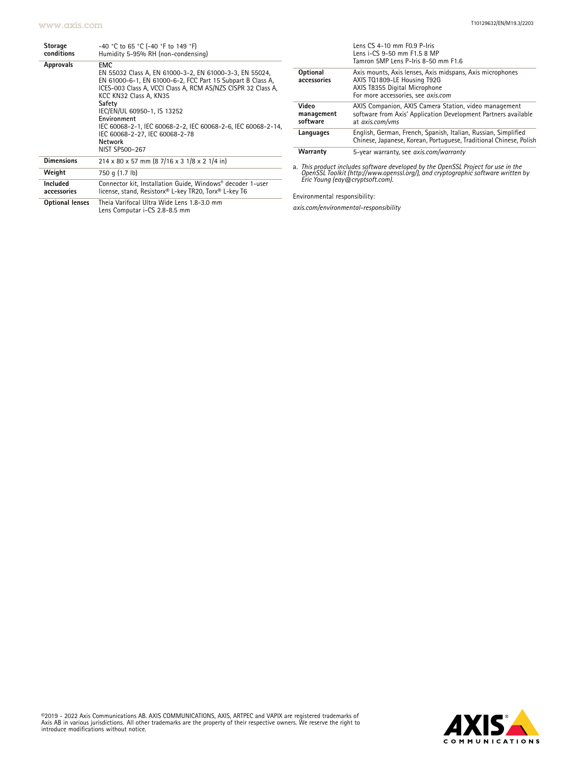| | |
|---|---|
| **Storage conditions** | -40 °C to 65 °C (-40 °F to 149 °F)<br>Humidity 5-95% RH (non-condensing) |
| **Approvals** | **EMC**<br>EN 55032 Class A, EN 61000-3-2, EN 61000-3-3, EN 55024, EN 61000-6-1, EN 61000-6-2, FCC Part 15 Subpart B Class A, ICES-003 Class A, VCCI Class A, RCM AS/NZS CISPR 32 Class A, KCC KN32 Class A, KN35<br>**Safety**<br>IEC/EN/UL 60950-1, IS 13252<br>**Environment**<br>IEC 60068-2-1, IEC 60068-2-2, IEC 60068-2-6, IEC 60068-2-14, IEC 60068-2-27, IEC 60068-2-78<br>**Network**<br>NIST SP500–267 |
| **Dimensions** | 214 x 80 x 57 mm (8 7/16 x 3 1/8 x 2 1/4 in) |
| **Weight** | 750 g (1.7 lb) |
| **Included accessories** | Connector kit, Installation Guide, Windows® decoder 1-user license, stand, Resistorx® L-key TR20, Torx® L-key T6 |
| **Optional lenses** | Theia Varifocal Ultra Wide Lens 1.8-3.0 mm<br>Lens Computar i-CS 2.8-8.5 mm<br>Lens CS 4-10 mm F0.9 P-Iris<br>Lens i-CS 9-50 mm F1.5 8 MP<br>Tamron 5MP Lens P-Iris 8-50 mm F1.6 |
| **Optional accessories** | Axis mounts, Axis lenses, Axis midspans, Axis microphones<br>AXIS TQ1809-LE Housing T92G<br>AXIS T8355 Digital Microphone<br>For more accessories, see *axis.com* |
| **Video management software** | AXIS Companion, AXIS Camera Station, video management software from Axis' Application Development Partners available at *axis.com/vms* |
| **Languages** | English, German, French, Spanish, Italian, Russian, Simplified Chinese, Japanese, Korean, Portuguese, Traditional Chinese, Polish |
| **Warranty** | 5-year warranty, see *axis.com/warranty* |

a. *This product includes software developed by the OpenSSL Project for use in the OpenSSL Toolkit (http://www.openssl.org/), and cryptographic software written by Eric Young (eay@cryptsoft.com).*

Environmental responsibility:

*axis.com/environmental-responsibility*

©2019 - 2022 Axis Communications AB. AXIS COMMUNICATIONS, AXIS, ARTPEC and VAPIX are registered trademarks of Axis AB in various jurisdictions. All other trademarks are the property of their respective owners. We reserve the right to introduce modifications without notice.